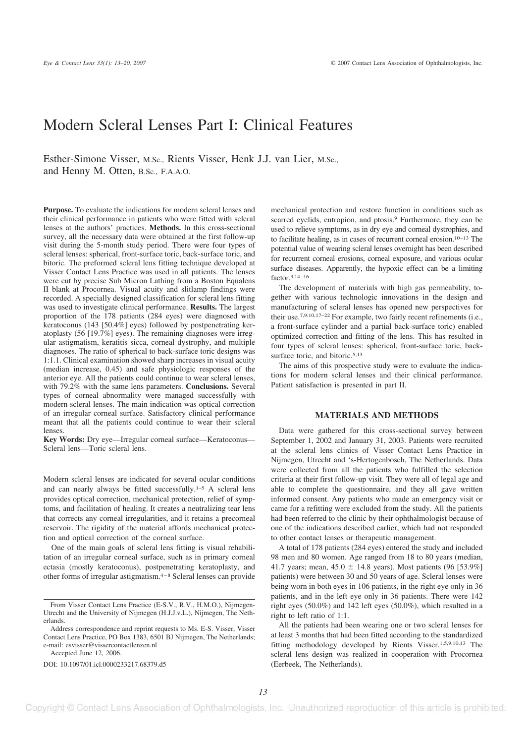# Modern Scleral Lenses Part I: Clinical Features

Esther-Simone Visser, M.Sc., Rients Visser, Henk J.J. van Lier, M.Sc., and Henny M. Otten, B.Sc., F.A.A.O.

**Purpose.** To evaluate the indications for modern scleral lenses and their clinical performance in patients who were fitted with scleral lenses at the authors' practices. **Methods.** In this cross-sectional survey, all the necessary data were obtained at the first follow-up visit during the 5-month study period. There were four types of scleral lenses: spherical, front-surface toric, back-surface toric, and bitoric. The preformed scleral lens fitting technique developed at Visser Contact Lens Practice was used in all patients. The lenses were cut by precise Sub Micron Lathing from a Boston Equalens II blank at Procornea. Visual acuity and slitlamp findings were recorded. A specially designed classification for scleral lens fitting was used to investigate clinical performance. **Results.** The largest proportion of the 178 patients (284 eyes) were diagnosed with keratoconus (143 [50.4%] eyes) followed by postpenetrating keratoplasty (56 [19.7%] eyes). The remaining diagnoses were irregular astigmatism, keratitis sicca, corneal dystrophy, and multiple diagnoses. The ratio of spherical to back-surface toric designs was 1:1.1. Clinical examination showed sharp increases in visual acuity (median increase, 0.45) and safe physiologic responses of the anterior eye. All the patients could continue to wear scleral lenses, with 79.2% with the same lens parameters. **Conclusions.** Several types of corneal abnormality were managed successfully with modern scleral lenses. The main indication was optical correction of an irregular corneal surface. Satisfactory clinical performance meant that all the patients could continue to wear their scleral lenses.

**Key Words:** Dry eye—Irregular corneal surface—Keratoconus—Scleral lens—Toric scleral lens.

Modern scleral lenses are indicated for several ocular conditions and can nearly always be fitted successfully.[1–5] A scleral lens provides optical correction, mechanical protection, relief of symptoms, and facilitation of healing. It creates a neutralizing tear lens that corrects any corneal irregularities, and it retains a precorneal reservoir. The rigidity of the material affords mechanical protection and optical correction of the corneal surface.

One of the main goals of scleral lens fitting is visual rehabilitation of an irregular corneal surface, such as in primary corneal ectasia (mostly keratoconus), postpenetrating keratoplasty, and other forms of irregular astigmatism.[4–8] Scleral lenses can provide mechanical protection and restore function in conditions such as scarred eyelids, entropion, and ptosis.[9] Furthermore, they can be used to relieve symptoms, as in dry eye and corneal dystrophies, and to facilitate healing, as in cases of recurrent corneal erosion.[10–13] The potential value of wearing scleral lenses overnight has been described for recurrent corneal erosions, corneal exposure, and various ocular surface diseases. Apparently, the hypoxic effect can be a limiting factor.[3,14–16]

The development of materials with high gas permeability, together with various technologic innovations in the design and manufacturing of scleral lenses has opened new perspectives for their use.[7,9,10,17–22] For example, two fairly recent refinements (i.e., a front-surface cylinder and a partial back-surface toric) enabled optimized correction and fitting of the lens. This has resulted in four types of scleral lenses: spherical, front-surface toric, back-surface toric, and bitoric.[5,13]

The aims of this prospective study were to evaluate the indications for modern scleral lenses and their clinical performance. Patient satisfaction is presented in part II.

## MATERIALS AND METHODS

Data were gathered for this cross-sectional survey between September 1, 2002 and January 31, 2003. Patients were recruited at the scleral lens clinics of Visser Contact Lens Practice in Nijmegen, Utrecht and 's-Hertogenbosch, The Netherlands. Data were collected from all the patients who fulfilled the selection criteria at their first follow-up visit. They were all of legal age and able to complete the questionnaire, and they all gave written informed consent. Any patients who made an emergency visit or came for a refitting were excluded from the study. All the patients had been referred to the clinic by their ophthalmologist because of one of the indications described earlier, which had not responded to other contact lenses or therapeutic management.

A total of 178 patients (284 eyes) entered the study and included 98 men and 80 women. Age ranged from 18 to 80 years (median, 41.7 years; mean, 45.0 ± 14.8 years). Most patients (96 [53.9%] patients) were between 30 and 50 years of age. Scleral lenses were being worn in both eyes in 106 patients, in the right eye only in 36 patients, and in the left eye only in 36 patients. There were 142 right eyes (50.0%) and 142 left eyes (50.0%), which resulted in a right to left ratio of 1:1.

All the patients had been wearing one or two scleral lenses for at least 3 months that had been fitted according to the standardized fitting methodology developed by Rients Visser.[1,5,9,10,13] The scleral lens design was realized in cooperation with Procornea (Eerbeek, The Netherlands).

From Visser Contact Lens Practice (E-S.V., R.V., H.M.O.), Nijmegen-Utrecht and the University of Nijmegen (H.J.J.v.L.), Nijmegen, The Netherlands.

Address correspondence and reprint requests to Ms. E-S. Visser, Visser Contact Lens Practice, PO Box 1383, 6501 BJ Nijmegen, The Netherlands; e-mail: esvisser@vissercontactlenzen.nl

Accepted June 12, 2006.

DOI: 10.1097/01.icl.0000233217.68379.d5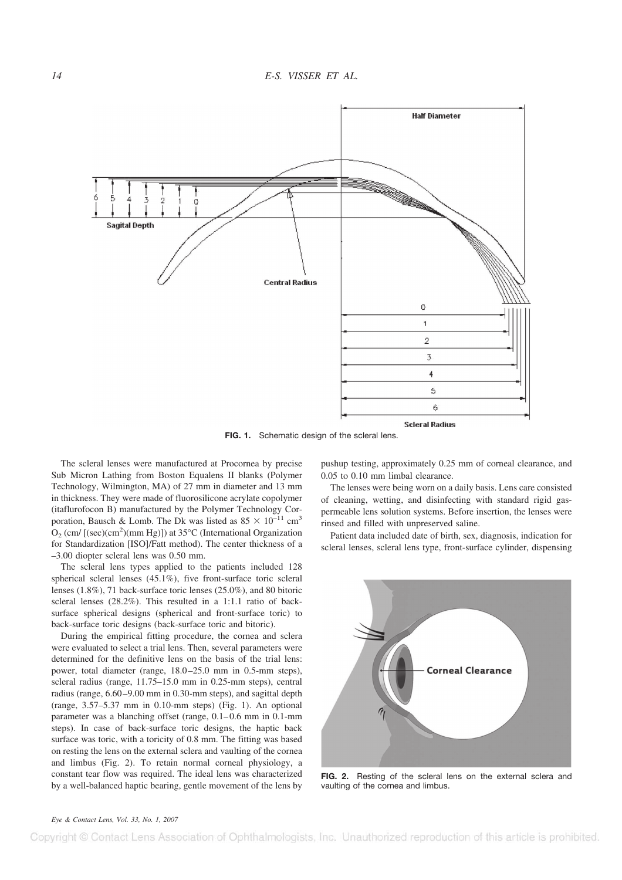FIG. 1. Schematic design of the scleral lens.

The scleral lenses were manufactured at Procornea by precise Sub Micron Lathing from Boston Equalens II blanks (Polymer Technology, Wilmington, MA) of 27 mm in diameter and 13 mm in thickness. They were made of fluorosilicone acrylate copolymer (itaflurofocon B) manufactured by the Polymer Technology Corporation, Bausch & Lomb. The Dk was listed as $85 \times 10^{-11}$ $cm^3$ $O_2$ (cm/ [(sec)($cm^2$)(mm Hg)]) at 35°C (International Organization for Standardization [ISO]/Fatt method). The center thickness of a –3.00 diopter scleral lens was 0.50 mm.

The scleral lens types applied to the patients included 128 spherical scleral lenses (45.1%), five front-surface toric scleral lenses (1.8%), 71 back-surface toric lenses (25.0%), and 80 bitoric scleral lenses (28.2%). This resulted in a 1:1.1 ratio of back-surface spherical designs (spherical and front-surface toric) to back-surface toric designs (back-surface toric and bitoric).

During the empirical fitting procedure, the cornea and sclera were evaluated to select a trial lens. Then, several parameters were determined for the definitive lens on the basis of the trial lens: power, total diameter (range, 18.0–25.0 mm in 0.5-mm steps), scleral radius (range, 11.75–15.0 mm in 0.25-mm steps), central radius (range, 6.60–9.00 mm in 0.30-mm steps), and sagittal depth (range, 3.57–5.37 mm in 0.10-mm steps) (Fig. 1). An optional parameter was a blanching offset (range, 0.1–0.6 mm in 0.1-mm steps). In case of back-surface toric designs, the haptic back surface was toric, with a toricity of 0.8 mm. The fitting was based on resting the lens on the external sclera and vaulting of the cornea and limbus (Fig. 2). To retain normal corneal physiology, a constant tear flow was required. The ideal lens was characterized by a well-balanced haptic bearing, gentle movement of the lens by pushup testing, approximately 0.25 mm of corneal clearance, and 0.05 to 0.10 mm limbal clearance.

The lenses were being worn on a daily basis. Lens care consisted of cleaning, wetting, and disinfecting with standard rigid gas-permeable lens solution systems. Before insertion, the lenses were rinsed and filled with unpreserved saline.

Patient data included date of birth, sex, diagnosis, indication for scleral lenses, scleral lens type, front-surface cylinder, dispensing

FIG. 2. Resting of the scleral lens on the external sclera and vaulting of the cornea and limbus.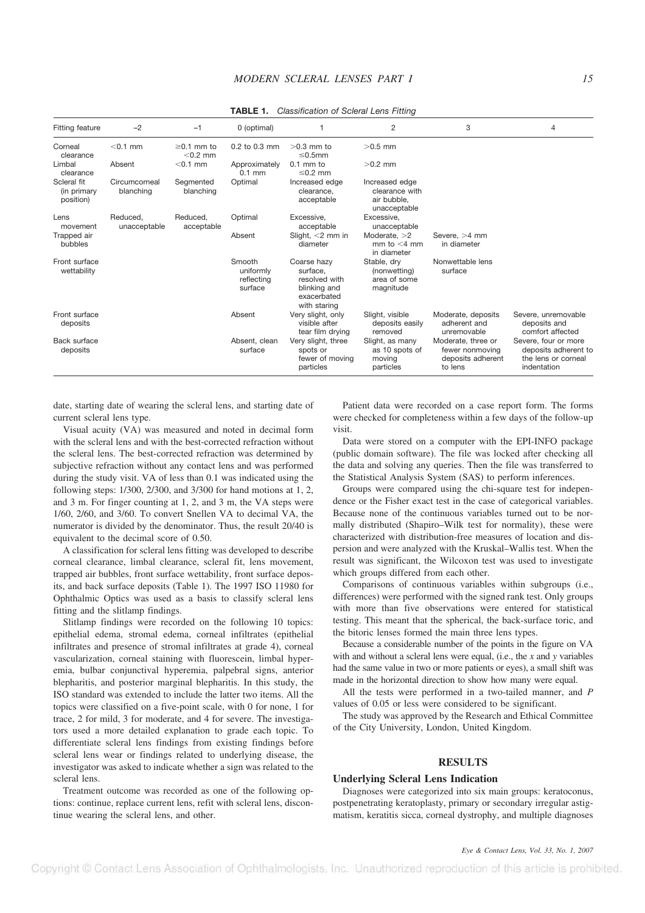**TABLE 1.** *Classification of Scleral Lens Fitting*

| Fitting feature | −2 | −1 | 0 (optimal) | 1 | 2 | 3 | 4 |
|---|---|---|---|---|---|---|---|
| Corneal clearance | <0.1 mm | ≥0.1 mm to <0.2 mm | 0.2 to 0.3 mm | >0.3 mm to ≤0.5mm | >0.5 mm | | |
| Limbal clearance | Absent | <0.1 mm | Approximately 0.1 mm | 0.1 mm to ≤0.2 mm | >0.2 mm | | |
| Scleral fit (in primary position) | Circumcorneal blanching | Segmented blanching | Optimal | Increased edge clearance, acceptable | Increased edge clearance with air bubble, unacceptable | | |
| Lens movement | Reduced, unacceptable | Reduced, acceptable | Optimal | Excessive, acceptable | Excessive, unacceptable | | |
| Trapped air bubbles | | | Absent | Slight, <2 mm in diameter | Moderate, >2 mm to <4 mm in diameter | Severe, >4 mm in diameter | |
| Front surface wettability | | | Smooth uniformly reflecting surface | Coarse hazy surface, resolved with blinking and exacerbated with staring | Stable, dry (nonwetting) area of some magnitude | Nonwettable lens surface | |
| Front surface deposits | | | Absent | Very slight, only visible after tear film drying | Slight, visible deposits easily removed | Moderate, deposits adherent and unremovable | Severe, unremovable deposits and comfort affected |
| Back surface deposits | | | Absent, clean surface | Very slight, three spots or fewer of moving particles | Slight, as many as 10 spots of moving particles | Moderate, three or fewer nonmoving deposits adherent to lens | Severe, four or more deposits adherent to the lens or corneal indentation |

date, starting date of wearing the scleral lens, and starting date of current scleral lens type.

Visual acuity (VA) was measured and noted in decimal form with the scleral lens and with the best-corrected refraction without the scleral lens. The best-corrected refraction was determined by subjective refraction without any contact lens and was performed during the study visit. VA of less than 0.1 was indicated using the following steps: 1/300, 2/300, and 3/300 for hand motions at 1, 2, and 3 m. For finger counting at 1, 2, and 3 m, the VA steps were 1/60, 2/60, and 3/60. To convert Snellen VA to decimal VA, the numerator is divided by the denominator. Thus, the result 20/40 is equivalent to the decimal score of 0.50.

A classification for scleral lens fitting was developed to describe corneal clearance, limbal clearance, scleral fit, lens movement, trapped air bubbles, front surface wettability, front surface deposits, and back surface deposits (Table 1). The 1997 ISO 11980 for Ophthalmic Optics was used as a basis to classify scleral lens fitting and the slitlamp findings.

Slitlamp findings were recorded on the following 10 topics: epithelial edema, stromal edema, corneal infiltrates (epithelial infiltrates and presence of stromal infiltrates at grade 4), corneal vascularization, corneal staining with fluorescein, limbal hyperemia, bulbar conjunctival hyperemia, palpebral signs, anterior blepharitis, and posterior marginal blepharitis. In this study, the ISO standard was extended to include the latter two items. All the topics were classified on a five-point scale, with 0 for none, 1 for trace, 2 for mild, 3 for moderate, and 4 for severe. The investigators used a more detailed explanation to grade each topic. To differentiate scleral lens findings from existing findings before scleral lens wear or findings related to underlying disease, the investigator was asked to indicate whether a sign was related to the scleral lens.

Treatment outcome was recorded as one of the following options: continue, replace current lens, refit with scleral lens, discontinue wearing the scleral lens, and other.

Patient data were recorded on a case report form. The forms were checked for completeness within a few days of the follow-up visit.

Data were stored on a computer with the EPI-INFO package (public domain software). The file was locked after checking all the data and solving any queries. Then the file was transferred to the Statistical Analysis System (SAS) to perform inferences.

Groups were compared using the chi-square test for independence or the Fisher exact test in the case of categorical variables. Because none of the continuous variables turned out to be normally distributed (Shapiro–Wilk test for normality), these were characterized with distribution-free measures of location and dispersion and were analyzed with the Kruskal–Wallis test. When the result was significant, the Wilcoxon test was used to investigate which groups differed from each other.

Comparisons of continuous variables within subgroups (i.e., differences) were performed with the signed rank test. Only groups with more than five observations were entered for statistical testing. This meant that the spherical, the back-surface toric, and the bitoric lenses formed the main three lens types.

Because a considerable number of the points in the figure on VA with and without a scleral lens were equal, (i.e., the $x$ and $y$ variables had the same value in two or more patients or eyes), a small shift was made in the horizontal direction to show how many were equal.

All the tests were performed in a two-tailed manner, and $P$ values of 0.05 or less were considered to be significant.

The study was approved by the Research and Ethical Committee of the City University, London, United Kingdom.

## RESULTS

### Underlying Scleral Lens Indication

Diagnoses were categorized into six main groups: keratoconus, postpenetrating keratoplasty, primary or secondary irregular astigmatism, keratitis sicca, corneal dystrophy, and multiple diagnoses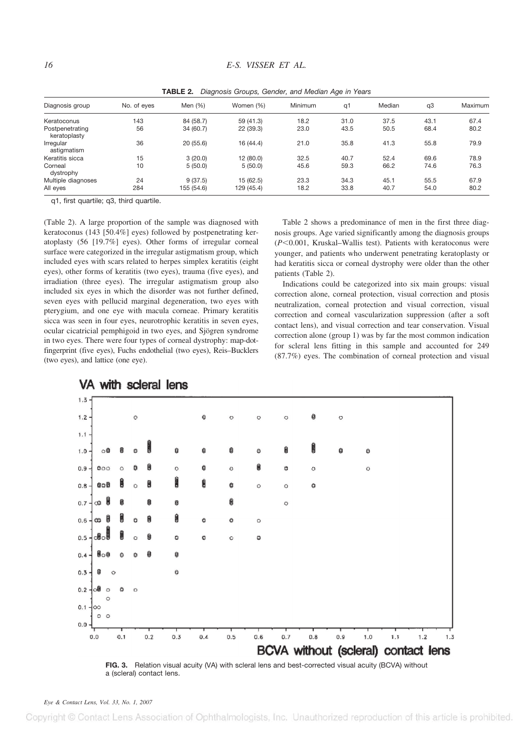**TABLE 2.** *Diagnosis Groups, Gender, and Median Age in Years*

| Diagnosis group | No. of eyes | Men (%) | Women (%) | Minimum | q1 | Median | q3 | Maximum |
|---|---|---|---|---|---|---|---|---|
| Keratoconus | 143 | 84 (58.7) | 59 (41.3) | 18.2 | 31.0 | 37.5 | 43.1 | 67.4 |
| Postpenetrating keratoplasty | 56 | 34 (60.7) | 22 (39.3) | 23.0 | 43.5 | 50.5 | 68.4 | 80.2 |
| Irregular astigmatism | 36 | 20 (55.6) | 16 (44.4) | 21.0 | 35.8 | 41.3 | 55.8 | 79.9 |
| Keratitis sicca | 15 | 3 (20.0) | 12 (80.0) | 32.5 | 40.7 | 52.4 | 69.6 | 78.9 |
| Corneal dystrophy | 10 | 5 (50.0) | 5 (50.0) | 45.6 | 59.3 | 66.2 | 74.6 | 76.3 |
| Multiple diagnoses | 24 | 9 (37.5) | 15 (62.5) | 23.3 | 34.3 | 45.1 | 55.5 | 67.9 |
| All eyes | 284 | 155 (54.6) | 129 (45.4) | 18.2 | 33.8 | 40.7 | 54.0 | 80.2 |

q1, first quartile; q3, third quartile.

(Table 2). A large proportion of the sample was diagnosed with keratoconus (143 [50.4%] eyes) followed by postpenetrating keratoplasty (56 [19.7%] eyes). Other forms of irregular corneal surface were categorized in the irregular astigmatism group, which included eyes with scars related to herpes simplex keratitis (eight eyes), other forms of keratitis (two eyes), trauma (five eyes), and irradiation (three eyes). The irregular astigmatism group also included six eyes in which the disorder was not further defined, seven eyes with pellucid marginal degeneration, two eyes with pterygium, and one eye with macula corneae. Primary keratitis sicca was seen in four eyes, neurotrophic keratitis in seven eyes, ocular cicatricial pemphigoid in two eyes, and Sjögren syndrome in two eyes. There were four types of corneal dystrophy: map-dot-fingerprint (five eyes), Fuchs endothelial (two eyes), Reis–Bucklers (two eyes), and lattice (one eye).

Table 2 shows a predominance of men in the first three diagnosis groups. Age varied significantly among the diagnosis groups ($P<0.001$, Kruskal–Wallis test). Patients with keratoconus were younger, and patients who underwent penetrating keratoplasty or had keratitis sicca or corneal dystrophy were older than the other patients (Table 2).

Indications could be categorized into six main groups: visual correction alone, corneal protection, visual correction and ptosis neutralization, corneal protection and visual correction, visual correction and corneal vascularization suppression (after a soft contact lens), and visual correction and tear conservation. Visual correction alone (group 1) was by far the most common indication for scleral lens fitting in this sample and accounted for 249 (87.7%) eyes. The combination of corneal protection and visual

**FIG. 3.** Relation visual acuity (VA) with scleral lens and best-corrected visual acuity (BCVA) without a (scleral) contact lens.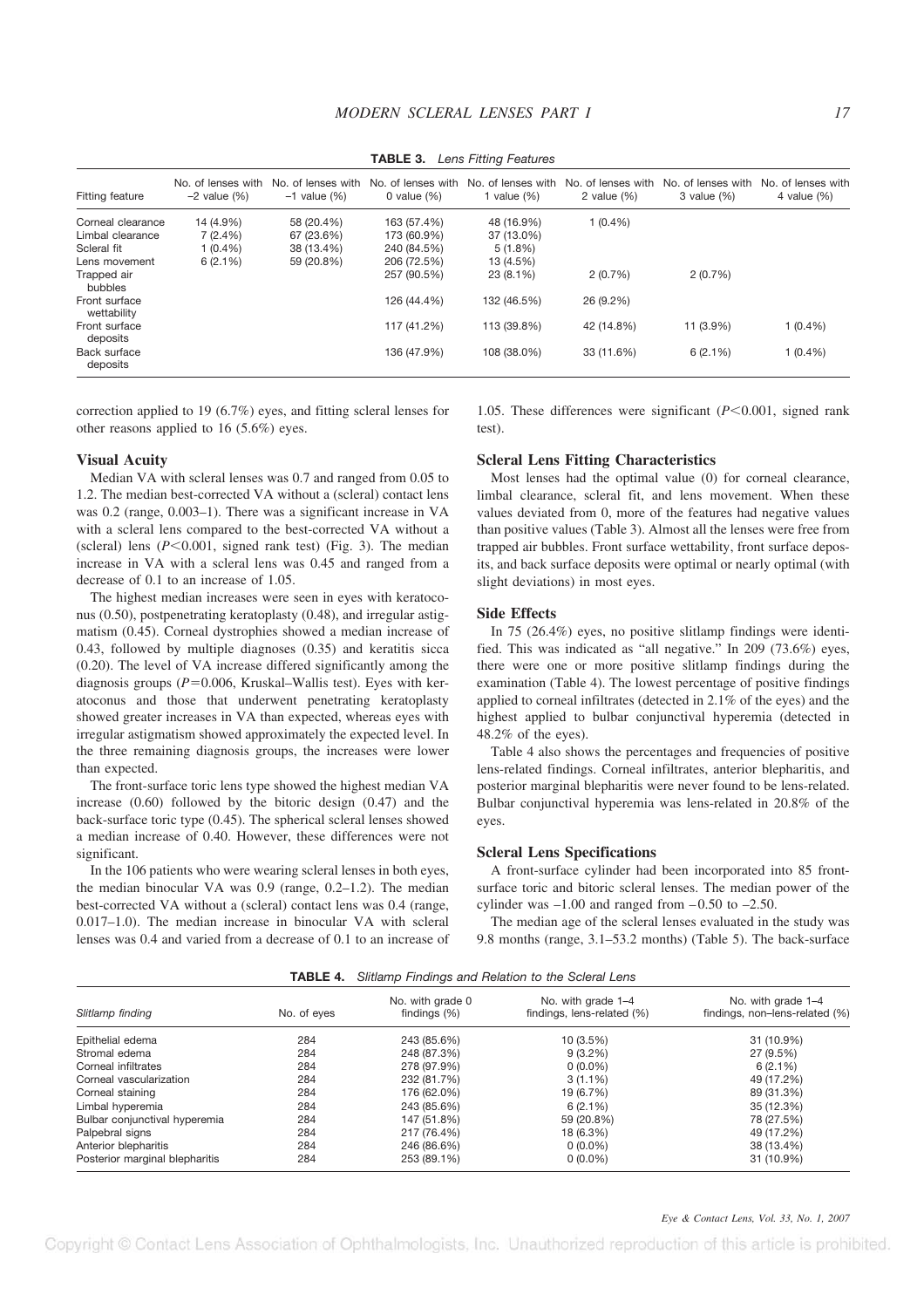**TABLE 3.** *Lens Fitting Features*

| Fitting feature | No. of lenses with −2 value (%) | No. of lenses with −1 value (%) | No. of lenses with 0 value (%) | No. of lenses with 1 value (%) | No. of lenses with 2 value (%) | No. of lenses with 3 value (%) | No. of lenses with 4 value (%) |
|---|---|---|---|---|---|---|---|
| Corneal clearance | 14 (4.9%) | 58 (20.4%) | 163 (57.4%) | 48 (16.9%) | 1 (0.4%) | | |
| Limbal clearance | 7 (2.4%) | 67 (23.6%) | 173 (60.9%) | 37 (13.0%) | | | |
| Scleral fit | 1 (0.4%) | 38 (13.4%) | 240 (84.5%) | 5 (1.8%) | | | |
| Lens movement | 6 (2.1%) | 59 (20.8%) | 206 (72.5%) | 13 (4.5%) | | | |
| Trapped air bubbles | | | 257 (90.5%) | 23 (8.1%) | 2 (0.7%) | 2 (0.7%) | |
| Front surface wettability | | | 126 (44.4%) | 132 (46.5%) | 26 (9.2%) | | |
| Front surface deposits | | | 117 (41.2%) | 113 (39.8%) | 42 (14.8%) | 11 (3.9%) | 1 (0.4%) |
| Back surface deposits | | | 136 (47.9%) | 108 (38.0%) | 33 (11.6%) | 6 (2.1%) | 1 (0.4%) |

correction applied to 19 (6.7%) eyes, and fitting scleral lenses for other reasons applied to 16 (5.6%) eyes.

### Visual Acuity

Median VA with scleral lenses was 0.7 and ranged from 0.05 to 1.2. The median best-corrected VA without a (scleral) contact lens was 0.2 (range, 0.003–1). There was a significant increase in VA with a scleral lens compared to the best-corrected VA without a (scleral) lens ($P<0.001$, signed rank test) (Fig. 3). The median increase in VA with a scleral lens was 0.45 and ranged from a decrease of 0.1 to an increase of 1.05.

The highest median increases were seen in eyes with keratoconus (0.50), postpenetrating keratoplasty (0.48), and irregular astigmatism (0.45). Corneal dystrophies showed a median increase of 0.43, followed by multiple diagnoses (0.35) and keratitis sicca (0.20). The level of VA increase differed significantly among the diagnosis groups ($P=0.006$, Kruskal–Wallis test). Eyes with keratoconus and those that underwent penetrating keratoplasty showed greater increases in VA than expected, whereas eyes with irregular astigmatism showed approximately the expected level. In the three remaining diagnosis groups, the increases were lower than expected.

The front-surface toric lens type showed the highest median VA increase (0.60) followed by the bitoric design (0.47) and the back-surface toric type (0.45). The spherical scleral lenses showed a median increase of 0.40. However, these differences were not significant.

In the 106 patients who were wearing scleral lenses in both eyes, the median binocular VA was 0.9 (range, 0.2–1.2). The median best-corrected VA without a (scleral) contact lens was 0.4 (range, 0.017–1.0). The median increase in binocular VA with scleral lenses was 0.4 and varied from a decrease of 0.1 to an increase of 1.05. These differences were significant ($P<0.001$, signed rank test).

### Scleral Lens Fitting Characteristics

Most lenses had the optimal value (0) for corneal clearance, limbal clearance, scleral fit, and lens movement. When these values deviated from 0, more of the features had negative values than positive values (Table 3). Almost all the lenses were free from trapped air bubbles. Front surface wettability, front surface deposits, and back surface deposits were optimal or nearly optimal (with slight deviations) in most eyes.

### Side Effects

In 75 (26.4%) eyes, no positive slitlamp findings were identified. This was indicated as "all negative." In 209 (73.6%) eyes, there were one or more positive slitlamp findings during the examination (Table 4). The lowest percentage of positive findings applied to corneal infiltrates (detected in 2.1% of the eyes) and the highest applied to bulbar conjunctival hyperemia (detected in 48.2% of the eyes).

Table 4 also shows the percentages and frequencies of positive lens-related findings. Corneal infiltrates, anterior blepharitis, and posterior marginal blepharitis were never found to be lens-related. Bulbar conjunctival hyperemia was lens-related in 20.8% of the eyes.

### Scleral Lens Specifications

A front-surface cylinder had been incorporated into 85 front-surface toric and bitoric scleral lenses. The median power of the cylinder was −1.00 and ranged from −0.50 to −2.50.

The median age of the scleral lenses evaluated in the study was 9.8 months (range, 3.1–53.2 months) (Table 5). The back-surface

**TABLE 4.** *Slitlamp Findings and Relation to the Scleral Lens*

| Slitlamp finding | No. of eyes | No. with grade 0 findings (%) | No. with grade 1–4 findings, lens-related (%) | No. with grade 1–4 findings, non–lens-related (%) |
|---|---|---|---|---|
| Epithelial edema | 284 | 243 (85.6%) | 10 (3.5%) | 31 (10.9%) |
| Stromal edema | 284 | 248 (87.3%) | 9 (3.2%) | 27 (9.5%) |
| Corneal infiltrates | 284 | 278 (97.9%) | 0 (0.0%) | 6 (2.1%) |
| Corneal vascularization | 284 | 232 (81.7%) | 3 (1.1%) | 49 (17.2%) |
| Corneal staining | 284 | 176 (62.0%) | 19 (6.7%) | 89 (31.3%) |
| Limbal hyperemia | 284 | 243 (85.6%) | 6 (2.1%) | 35 (12.3%) |
| Bulbar conjunctival hyperemia | 284 | 147 (51.8%) | 59 (20.8%) | 78 (27.5%) |
| Palpebral signs | 284 | 217 (76.4%) | 18 (6.3%) | 49 (17.2%) |
| Anterior blepharitis | 284 | 246 (86.6%) | 0 (0.0%) | 38 (13.4%) |
| Posterior marginal blepharitis | 284 | 253 (89.1%) | 0 (0.0%) | 31 (10.9%) |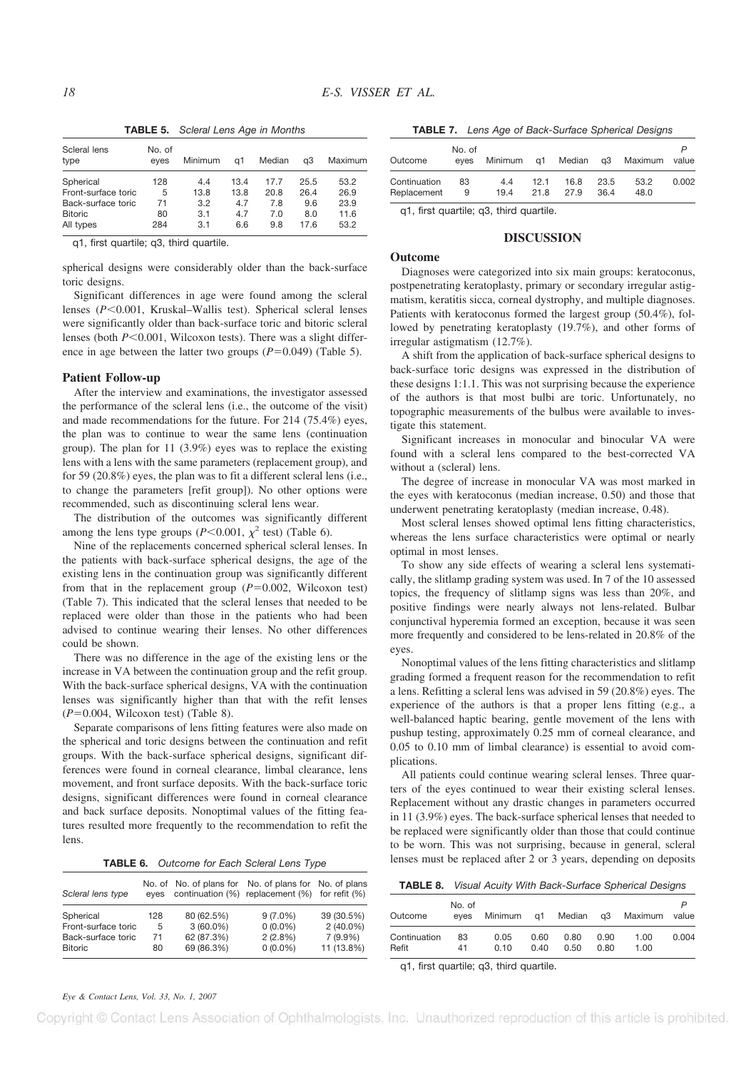**TABLE 5.** *Scleral Lens Age in Months*

| Scleral lens type | No. of eyes | Minimum | q1 | Median | q3 | Maximum |
|---|---|---|---|---|---|---|
| Spherical | 128 | 4.4 | 13.4 | 17.7 | 25.5 | 53.2 |
| Front-surface toric | 5 | 13.8 | 13.8 | 20.8 | 26.4 | 26.9 |
| Back-surface toric | 71 | 3.2 | 4.7 | 7.8 | 9.6 | 23.9 |
| Bitoric | 80 | 3.1 | 4.7 | 7.0 | 8.0 | 11.6 |
| All types | 284 | 3.1 | 6.6 | 9.8 | 17.6 | 53.2 |

q1, first quartile; q3, third quartile.

spherical designs were considerably older than the back-surface toric designs.

Significant differences in age were found among the scleral lenses ($P<0.001$, Kruskal–Wallis test). Spherical scleral lenses were significantly older than back-surface toric and bitoric scleral lenses (both $P<0.001$, Wilcoxon tests). There was a slight difference in age between the latter two groups ($P=0.049$) (Table 5).

### Patient Follow-up

After the interview and examinations, the investigator assessed the performance of the scleral lens (i.e., the outcome of the visit) and made recommendations for the future. For 214 (75.4%) eyes, the plan was to continue to wear the same lens (continuation group). The plan for 11 (3.9%) eyes was to replace the existing lens with a lens with the same parameters (replacement group), and for 59 (20.8%) eyes, the plan was to fit a different scleral lens (i.e., to change the parameters [refit group]). No other options were recommended, such as discontinuing scleral lens wear.

The distribution of the outcomes was significantly different among the lens type groups ($P<0.001$, $\chi^2$ test) (Table 6).

Nine of the replacements concerned spherical scleral lenses. In the patients with back-surface spherical designs, the age of the existing lens in the continuation group was significantly different from that in the replacement group ($P=0.002$, Wilcoxon test) (Table 7). This indicated that the scleral lenses that needed to be replaced were older than those in the patients who had been advised to continue wearing their lenses. No other differences could be shown.

There was no difference in the age of the existing lens or the increase in VA between the continuation group and the refit group. With the back-surface spherical designs, VA with the continuation lenses was significantly higher than that with the refit lenses ($P=0.004$, Wilcoxon test) (Table 8).

Separate comparisons of lens fitting features were also made on the spherical and toric designs between the continuation and refit groups. With the back-surface spherical designs, significant differences were found in corneal clearance, limbal clearance, lens movement, and front surface deposits. With the back-surface toric designs, significant differences were found in corneal clearance and back surface deposits. Nonoptimal values of the fitting features resulted more frequently to the recommendation to refit the lens.

**TABLE 6.** *Outcome for Each Scleral Lens Type*

| Scleral lens type | No. of eyes | No. of plans for continuation (%) | No. of plans for replacement (%) | No. of plans for refit (%) |
|---|---|---|---|---|
| Spherical | 128 | 80 (62.5%) | 9 (7.0%) | 39 (30.5%) |
| Front-surface toric | 5 | 3 (60.0%) | 0 (0.0%) | 2 (40.0%) |
| Back-surface toric | 71 | 62 (87.3%) | 2 (2.8%) | 7 (9.9%) |
| Bitoric | 80 | 69 (86.3%) | 0 (0.0%) | 11 (13.8%) |

**TABLE 7.** *Lens Age of Back-Surface Spherical Designs*

| Outcome | No. of eyes | Minimum | q1 | Median | q3 | Maximum | P value |
|---|---|---|---|---|---|---|---|
| Continuation | 83 | 4.4 | 12.1 | 16.8 | 23.5 | 53.2 | 0.002 |
| Replacement | 9 | 19.4 | 21.8 | 27.9 | 36.4 | 48.0 | |

q1, first quartile; q3, third quartile.

## DISCUSSION

### Outcome

Diagnoses were categorized into six main groups: keratoconus, postpenetrating keratoplasty, primary or secondary irregular astigmatism, keratitis sicca, corneal dystrophy, and multiple diagnoses. Patients with keratoconus formed the largest group (50.4%), followed by penetrating keratoplasty (19.7%), and other forms of irregular astigmatism (12.7%).

A shift from the application of back-surface spherical designs to back-surface toric designs was expressed in the distribution of these designs 1:1.1. This was not surprising because the experience of the authors is that most bulbi are toric. Unfortunately, no topographic measurements of the bulbus were available to investigate this statement.

Significant increases in monocular and binocular VA were found with a scleral lens compared to the best-corrected VA without a (scleral) lens.

The degree of increase in monocular VA was most marked in the eyes with keratoconus (median increase, 0.50) and those that underwent penetrating keratoplasty (median increase, 0.48).

Most scleral lenses showed optimal lens fitting characteristics, whereas the lens surface characteristics were optimal or nearly optimal in most lenses.

To show any side effects of wearing a scleral lens systematically, the slitlamp grading system was used. In 7 of the 10 assessed topics, the frequency of slitlamp signs was less than 20%, and positive findings were nearly always not lens-related. Bulbar conjunctival hyperemia formed an exception, because it was seen more frequently and considered to be lens-related in 20.8% of the eyes.

Nonoptimal values of the lens fitting characteristics and slitlamp grading formed a frequent reason for the recommendation to refit a lens. Refitting a scleral lens was advised in 59 (20.8%) eyes. The experience of the authors is that a proper lens fitting (e.g., a well-balanced haptic bearing, gentle movement of the lens with pushup testing, approximately 0.25 mm of corneal clearance, and 0.05 to 0.10 mm of limbal clearance) is essential to avoid complications.

All patients could continue wearing scleral lenses. Three quarters of the eyes continued to wear their existing scleral lenses. Replacement without any drastic changes in parameters occurred in 11 (3.9%) eyes. The back-surface spherical lenses that needed to be replaced were significantly older than those that could continue to be worn. This was not surprising, because in general, scleral lenses must be replaced after 2 or 3 years, depending on deposits

**TABLE 8.** *Visual Acuity With Back-Surface Spherical Designs*

| Outcome | No. of eyes | Minimum | q1 | Median | q3 | Maximum | P value |
|---|---|---|---|---|---|---|---|
| Continuation | 83 | 0.05 | 0.60 | 0.80 | 0.90 | 1.00 | 0.004 |
| Refit | 41 | 0.10 | 0.40 | 0.50 | 0.80 | 1.00 | |

q1, first quartile; q3, third quartile.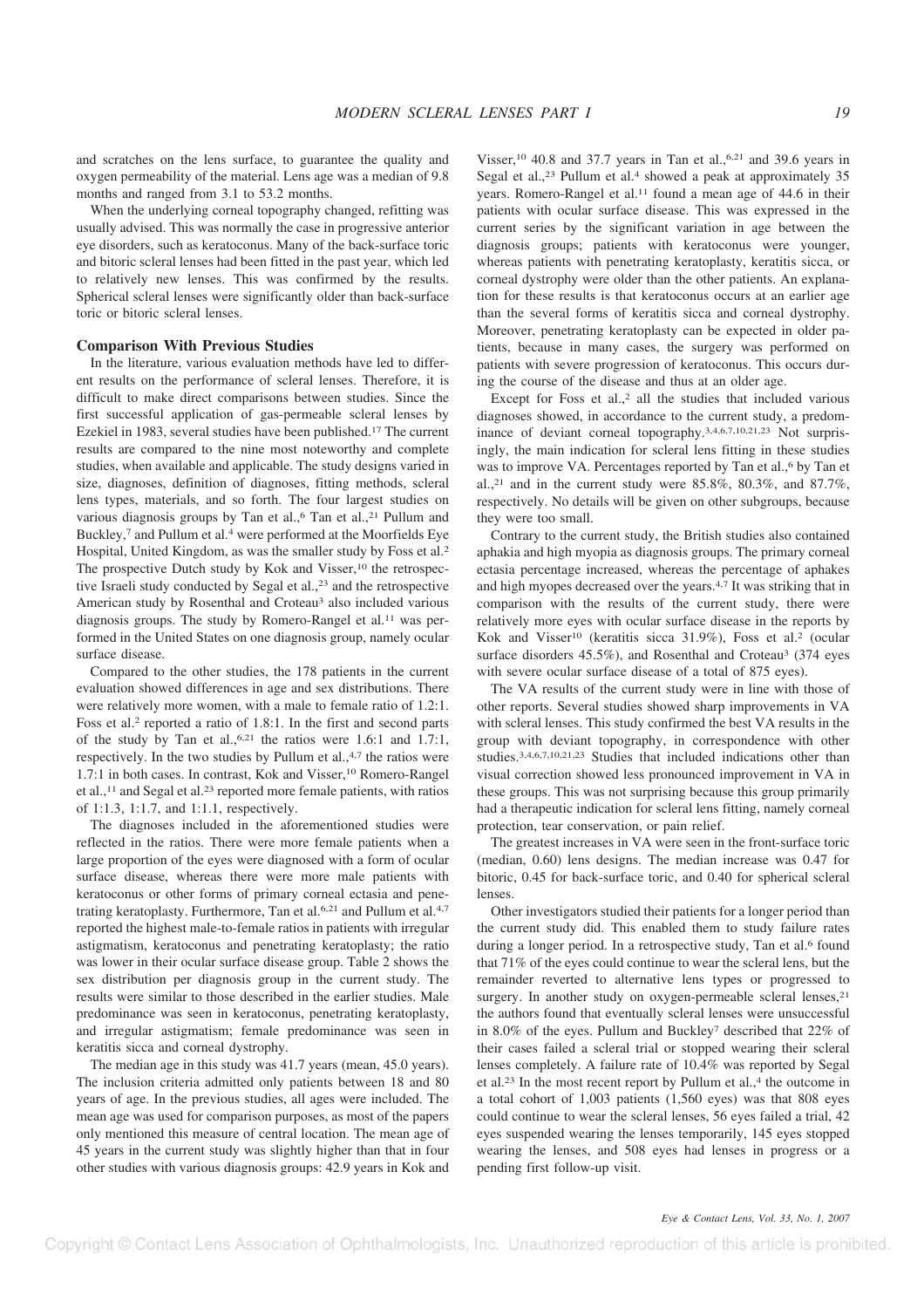and scratches on the lens surface, to guarantee the quality and oxygen permeability of the material. Lens age was a median of 9.8 months and ranged from 3.1 to 53.2 months.

When the underlying corneal topography changed, refitting was usually advised. This was normally the case in progressive anterior eye disorders, such as keratoconus. Many of the back-surface toric and bitoric scleral lenses had been fitted in the past year, which led to relatively new lenses. This was confirmed by the results. Spherical scleral lenses were significantly older than back-surface toric or bitoric scleral lenses.

### Comparison With Previous Studies

In the literature, various evaluation methods have led to different results on the performance of scleral lenses. Therefore, it is difficult to make direct comparisons between studies. Since the first successful application of gas-permeable scleral lenses by Ezekiel in 1983, several studies have been published.[17] The current results are compared to the nine most noteworthy and complete studies, when available and applicable. The study designs varied in size, diagnoses, definition of diagnoses, fitting methods, scleral lens types, materials, and so forth. The four largest studies on various diagnosis groups by Tan et al.,[6] Tan et al.,[21] Pullum and Buckley,[7] and Pullum et al.[4] were performed at the Moorfields Eye Hospital, United Kingdom, as was the smaller study by Foss et al.[2] The prospective Dutch study by Kok and Visser,[10] the retrospective Israeli study conducted by Segal et al.,[23] and the retrospective American study by Rosenthal and Croteau[3] also included various diagnosis groups. The study by Romero-Rangel et al.[11] was performed in the United States on one diagnosis group, namely ocular surface disease.

Compared to the other studies, the 178 patients in the current evaluation showed differences in age and sex distributions. There were relatively more women, with a male to female ratio of 1.2:1. Foss et al.[2] reported a ratio of 1.8:1. In the first and second parts of the study by Tan et al.,[6,21] the ratios were 1.6:1 and 1.7:1, respectively. In the two studies by Pullum et al.,[4,7] the ratios were 1.7:1 in both cases. In contrast, Kok and Visser,[10] Romero-Rangel et al.,[11] and Segal et al.[23] reported more female patients, with ratios of 1:1.3, 1:1.7, and 1:1.1, respectively.

The diagnoses included in the aforementioned studies were reflected in the ratios. There were more female patients when a large proportion of the eyes were diagnosed with a form of ocular surface disease, whereas there were more male patients with keratoconus or other forms of primary corneal ectasia and penetrating keratoplasty. Furthermore, Tan et al.[6,21] and Pullum et al.[4,7] reported the highest male-to-female ratios in patients with irregular astigmatism, keratoconus and penetrating keratoplasty; the ratio was lower in their ocular surface disease group. Table 2 shows the sex distribution per diagnosis group in the current study. The results were similar to those described in the earlier studies. Male predominance was seen in keratoconus, penetrating keratoplasty, and irregular astigmatism; female predominance was seen in keratitis sicca and corneal dystrophy.

The median age in this study was 41.7 years (mean, 45.0 years). The inclusion criteria admitted only patients between 18 and 80 years of age. In the previous studies, all ages were included. The mean age was used for comparison purposes, as most of the papers only mentioned this measure of central location. The mean age of 45 years in the current study was slightly higher than that in four other studies with various diagnosis groups: 42.9 years in Kok and Visser,[10] 40.8 and 37.7 years in Tan et al.,[6,21] and 39.6 years in Segal et al.,[23] Pullum et al.[4] showed a peak at approximately 35 years. Romero-Rangel et al.[11] found a mean age of 44.6 in their patients with ocular surface disease. This was expressed in the current series by the significant variation in age between the diagnosis groups; patients with keratoconus were younger, whereas patients with penetrating keratoplasty, keratitis sicca, or corneal dystrophy were older than the other patients. An explanation for these results is that keratoconus occurs at an earlier age than the several forms of keratitis sicca and corneal dystrophy. Moreover, penetrating keratoplasty can be expected in older patients, because in many cases, the surgery was performed on patients with severe progression of keratoconus. This occurs during the course of the disease and thus at an older age.

Except for Foss et al.,[2] all the studies that included various diagnoses showed, in accordance to the current study, a predominance of deviant corneal topography.[3,4,6,7,10,21,23] Not surprisingly, the main indication for scleral lens fitting in these studies was to improve VA. Percentages reported by Tan et al.,[6] by Tan et al.,[21] and in the current study were 85.8%, 80.3%, and 87.7%, respectively. No details will be given on other subgroups, because they were too small.

Contrary to the current study, the British studies also contained aphakia and high myopia as diagnosis groups. The primary corneal ectasia percentage increased, whereas the percentage of aphakes and high myopes decreased over the years.[4,7] It was striking that in comparison with the results of the current study, there were relatively more eyes with ocular surface disease in the reports by Kok and Visser[10] (keratitis sicca 31.9%), Foss et al.[2] (ocular surface disorders 45.5%), and Rosenthal and Croteau[3] (374 eyes with severe ocular surface disease of a total of 875 eyes).

The VA results of the current study were in line with those of other reports. Several studies showed sharp improvements in VA with scleral lenses. This study confirmed the best VA results in the group with deviant topography, in correspondence with other studies.[3,4,6,7,10,21,23] Studies that included indications other than visual correction showed less pronounced improvement in VA in these groups. This was not surprising because this group primarily had a therapeutic indication for scleral lens fitting, namely corneal protection, tear conservation, or pain relief.

The greatest increases in VA were seen in the front-surface toric (median, 0.60) lens designs. The median increase was 0.47 for bitoric, 0.45 for back-surface toric, and 0.40 for spherical scleral lenses.

Other investigators studied their patients for a longer period than the current study did. This enabled them to study failure rates during a longer period. In a retrospective study, Tan et al.[6] found that 71% of the eyes could continue to wear the scleral lens, but the remainder reverted to alternative lens types or progressed to surgery. In another study on oxygen-permeable scleral lenses,[21] the authors found that eventually scleral lenses were unsuccessful in 8.0% of the eyes. Pullum and Buckley[7] described that 22% of their cases failed a scleral trial or stopped wearing their scleral lenses completely. A failure rate of 10.4% was reported by Segal et al.[23] In the most recent report by Pullum et al.,[4] the outcome in a total cohort of 1,003 patients (1,560 eyes) was that 808 eyes could continue to wear the scleral lenses, 56 eyes failed a trial, 42 eyes suspended wearing the lenses temporarily, 145 eyes stopped wearing the lenses, and 508 eyes had lenses in progress or a pending first follow-up visit.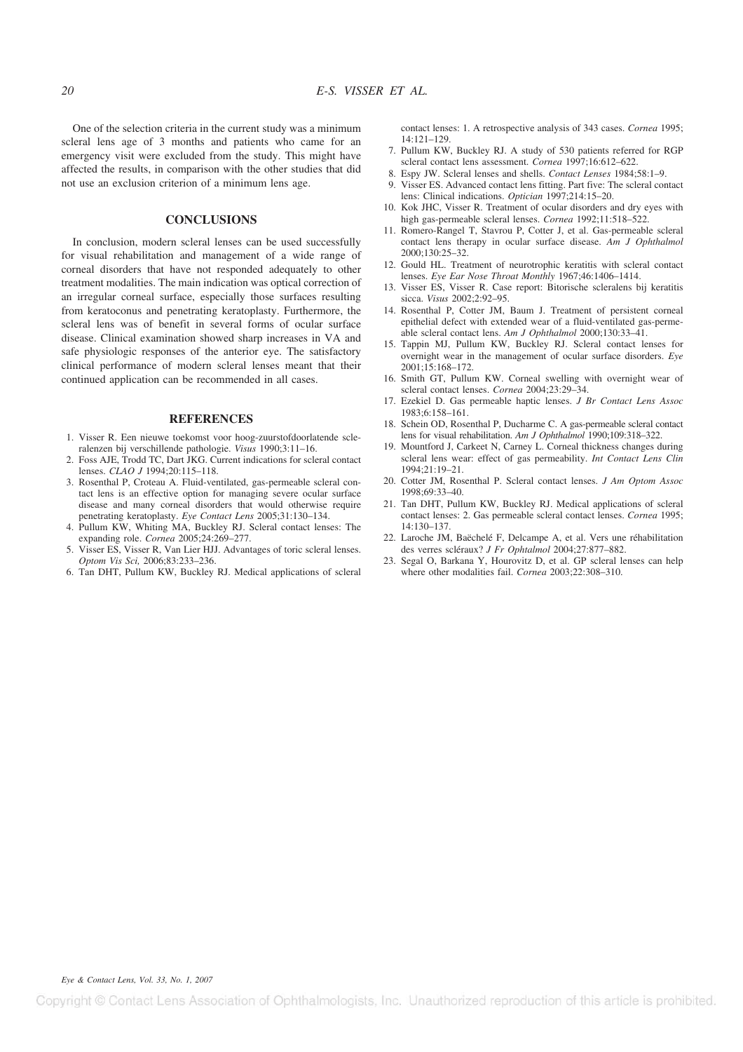One of the selection criteria in the current study was a minimum scleral lens age of 3 months and patients who came for an emergency visit were excluded from the study. This might have affected the results, in comparison with the other studies that did not use an exclusion criterion of a minimum lens age.

## CONCLUSIONS

In conclusion, modern scleral lenses can be used successfully for visual rehabilitation and management of a wide range of corneal disorders that have not responded adequately to other treatment modalities. The main indication was optical correction of an irregular corneal surface, especially those surfaces resulting from keratoconus and penetrating keratoplasty. Furthermore, the scleral lens was of benefit in several forms of ocular surface disease. Clinical examination showed sharp increases in VA and safe physiologic responses of the anterior eye. The satisfactory clinical performance of modern scleral lenses meant that their continued application can be recommended in all cases.

## REFERENCES

1. Visser R. Een nieuwe toekomst voor hoog-zuurstofdoorlatende scleralenzen bij verschillende pathologie. *Visus* 1990;3:11–16.
2. Foss AJE, Trodd TC, Dart JKG. Current indications for scleral contact lenses. *CLAO J* 1994;20:115–118.
3. Rosenthal P, Croteau A. Fluid-ventilated, gas-permeable scleral contact lens is an effective option for managing severe ocular surface disease and many corneal disorders that would otherwise require penetrating keratoplasty. *Eye Contact Lens* 2005;31:130–134.
4. Pullum KW, Whiting MA, Buckley RJ. Scleral contact lenses: The expanding role. *Cornea* 2005;24:269–277.
5. Visser ES, Visser R, Van Lier HJJ. Advantages of toric scleral lenses. *Optom Vis Sci,* 2006;83:233–236.
6. Tan DHT, Pullum KW, Buckley RJ. Medical applications of scleral contact lenses: 1. A retrospective analysis of 343 cases. *Cornea* 1995; 14:121–129.
7. Pullum KW, Buckley RJ. A study of 530 patients referred for RGP scleral contact lens assessment. *Cornea* 1997;16:612–622.
8. Espy JW. Scleral lenses and shells. *Contact Lenses* 1984;58:1–9.
9. Visser ES. Advanced contact lens fitting. Part five: The scleral contact lens: Clinical indications. *Optician* 1997;214:15–20.
10. Kok JHC, Visser R. Treatment of ocular disorders and dry eyes with high gas-permeable scleral lenses. *Cornea* 1992;11:518–522.
11. Romero-Rangel T, Stavrou P, Cotter J, et al. Gas-permeable scleral contact lens therapy in ocular surface disease. *Am J Ophthalmol* 2000;130:25–32.
12. Gould HL. Treatment of neurotrophic keratitis with scleral contact lenses. *Eye Ear Nose Throat Monthly* 1967;46:1406–1414.
13. Visser ES, Visser R. Case report: Bitorische scleralens bij keratitis sicca. *Visus* 2002;2:92–95.
14. Rosenthal P, Cotter JM, Baum J. Treatment of persistent corneal epithelial defect with extended wear of a fluid-ventilated gas-permeable scleral contact lens. *Am J Ophthalmol* 2000;130:33–41.
15. Tappin MJ, Pullum KW, Buckley RJ. Scleral contact lenses for overnight wear in the management of ocular surface disorders. *Eye* 2001;15:168–172.
16. Smith GT, Pullum KW. Corneal swelling with overnight wear of scleral contact lenses. *Cornea* 2004;23:29–34.
17. Ezekiel D. Gas permeable haptic lenses. *J Br Contact Lens Assoc* 1983;6:158–161.
18. Schein OD, Rosenthal P, Ducharme C. A gas-permeable scleral contact lens for visual rehabilitation. *Am J Ophthalmol* 1990;109:318–322.
19. Mountford J, Carkeet N, Carney L. Corneal thickness changes during scleral lens wear: effect of gas permeability. *Int Contact Lens Clin* 1994;21:19–21.
20. Cotter JM, Rosenthal P. Scleral contact lenses. *J Am Optom Assoc* 1998;69:33–40.
21. Tan DHT, Pullum KW, Buckley RJ. Medical applications of scleral contact lenses: 2. Gas permeable scleral contact lenses. *Cornea* 1995; 14:130–137.
22. Laroche JM, Baëchelé F, Delcampe A, et al. Vers une réhabilitation des verres scléraux? *J Fr Ophtalmol* 2004;27:877–882.
23. Segal O, Barkana Y, Hourovitz D, et al. GP scleral lenses can help where other modalities fail. *Cornea* 2003;22:308–310.